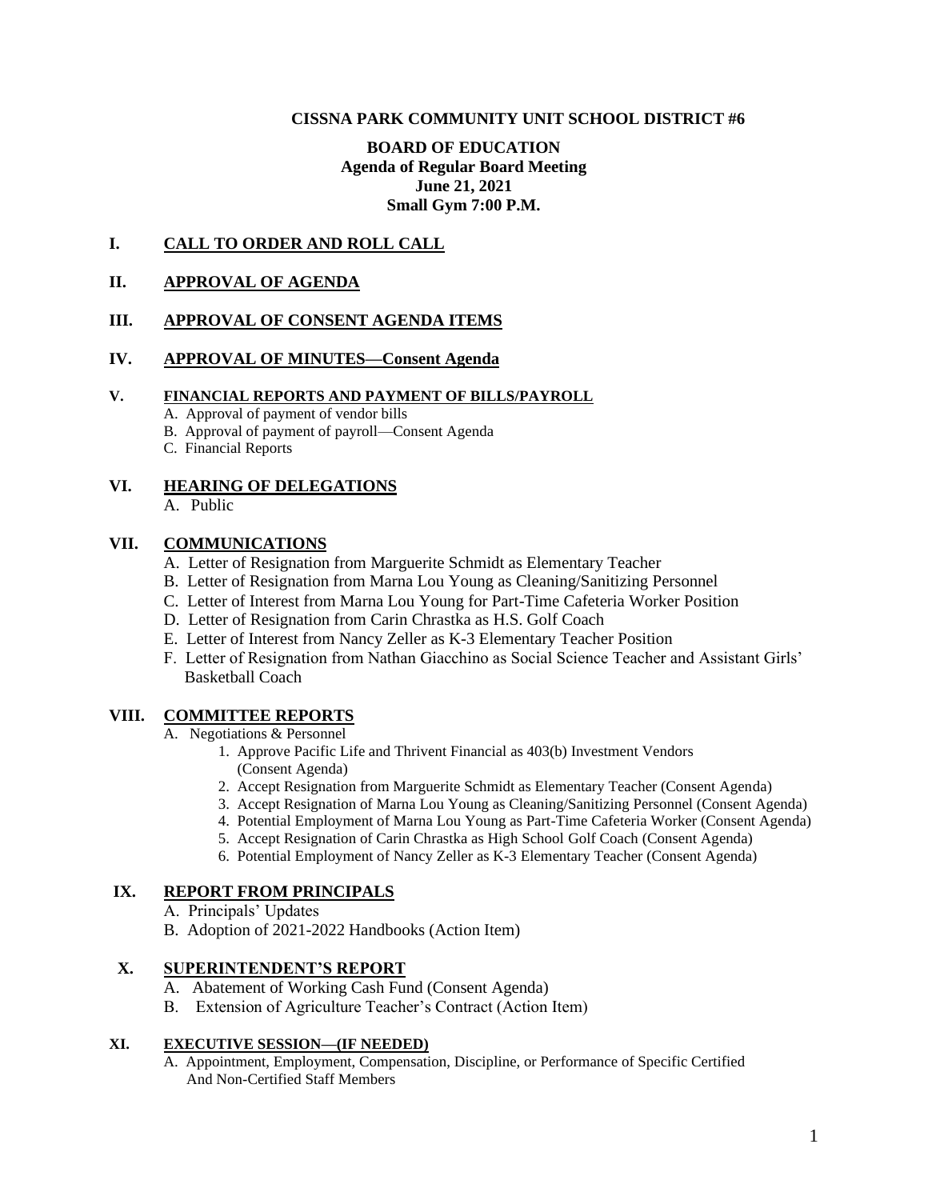**CISSNA PARK COMMUNITY UNIT SCHOOL DISTRICT #6**

**BOARD OF EDUCATION**
**Agenda of Regular Board Meeting**
**June 21, 2021**
**Small Gym 7:00 P.M.**

## I. CALL TO ORDER AND ROLL CALL

## II. APPROVAL OF AGENDA

## III. APPROVAL OF CONSENT AGENDA ITEMS

## IV. APPROVAL OF MINUTES—Consent Agenda

## V. FINANCIAL REPORTS AND PAYMENT OF BILLS/PAYROLL

A. Approval of payment of vendor bills
B. Approval of payment of payroll—Consent Agenda
C. Financial Reports

## VI. HEARING OF DELEGATIONS

A. Public

## VII. COMMUNICATIONS

A. Letter of Resignation from Marguerite Schmidt as Elementary Teacher
B. Letter of Resignation from Marna Lou Young as Cleaning/Sanitizing Personnel
C. Letter of Interest from Marna Lou Young for Part-Time Cafeteria Worker Position
D. Letter of Resignation from Carin Chrastka as H.S. Golf Coach
E. Letter of Interest from Nancy Zeller as K-3 Elementary Teacher Position
F. Letter of Resignation from Nathan Giacchino as Social Science Teacher and Assistant Girls' Basketball Coach

## VIII. COMMITTEE REPORTS

A. Negotiations & Personnel
1. Approve Pacific Life and Thrivent Financial as 403(b) Investment Vendors (Consent Agenda)
2. Accept Resignation from Marguerite Schmidt as Elementary Teacher (Consent Agenda)
3. Accept Resignation of Marna Lou Young as Cleaning/Sanitizing Personnel (Consent Agenda)
4. Potential Employment of Marna Lou Young as Part-Time Cafeteria Worker (Consent Agenda)
5. Accept Resignation of Carin Chrastka as High School Golf Coach (Consent Agenda)
6. Potential Employment of Nancy Zeller as K-3 Elementary Teacher (Consent Agenda)

## IX. REPORT FROM PRINCIPALS

A. Principals' Updates
B. Adoption of 2021-2022 Handbooks (Action Item)

## X. SUPERINTENDENT'S REPORT

A. Abatement of Working Cash Fund (Consent Agenda)
B. Extension of Agriculture Teacher's Contract (Action Item)

## XI. EXECUTIVE SESSION—(IF NEEDED)

A. Appointment, Employment, Compensation, Discipline, or Performance of Specific Certified And Non-Certified Staff Members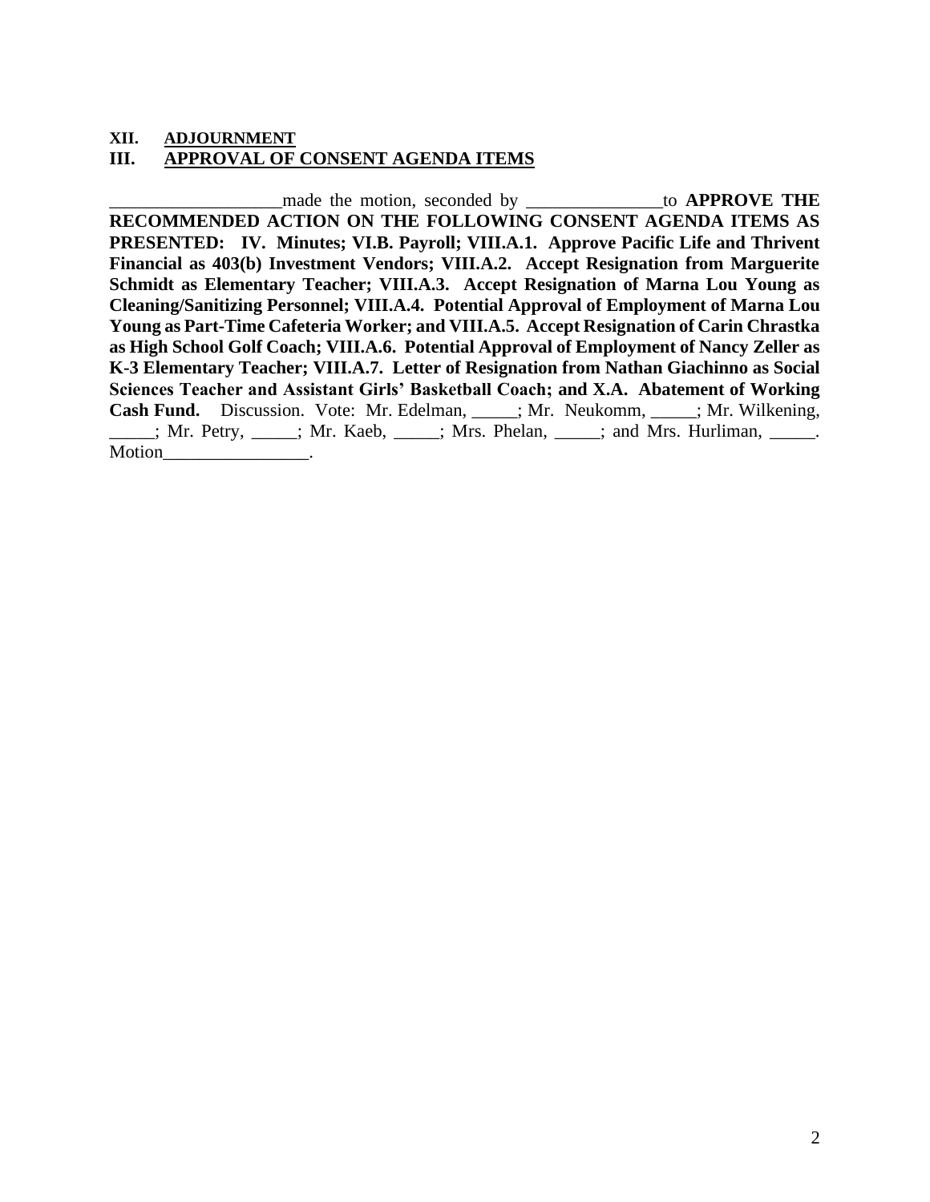**XII. ADJOURNMENT**

**III. APPROVAL OF CONSENT AGENDA ITEMS**

___________________made the motion, seconded by _______________to **APPROVE THE RECOMMENDED ACTION ON THE FOLLOWING CONSENT AGENDA ITEMS AS PRESENTED: IV. Minutes; VI.B. Payroll; VIII.A.1. Approve Pacific Life and Thrivent Financial as 403(b) Investment Vendors; VIII.A.2. Accept Resignation from Marguerite Schmidt as Elementary Teacher; VIII.A.3. Accept Resignation of Marna Lou Young as Cleaning/Sanitizing Personnel; VIII.A.4. Potential Approval of Employment of Marna Lou Young as Part-Time Cafeteria Worker; and VIII.A.5. Accept Resignation of Carin Chrastka as High School Golf Coach; VIII.A.6. Potential Approval of Employment of Nancy Zeller as K-3 Elementary Teacher; VIII.A.7. Letter of Resignation from Nathan Giachinno as Social Sciences Teacher and Assistant Girls' Basketball Coach; and X.A. Abatement of Working Cash Fund.** Discussion. Vote: Mr. Edelman, _____; Mr. Neukomm, _____; Mr. Wilkening, _____; Mr. Petry, _____; Mr. Kaeb, _____; Mrs. Phelan, _____; and Mrs. Hurliman, _____. Motion________________.